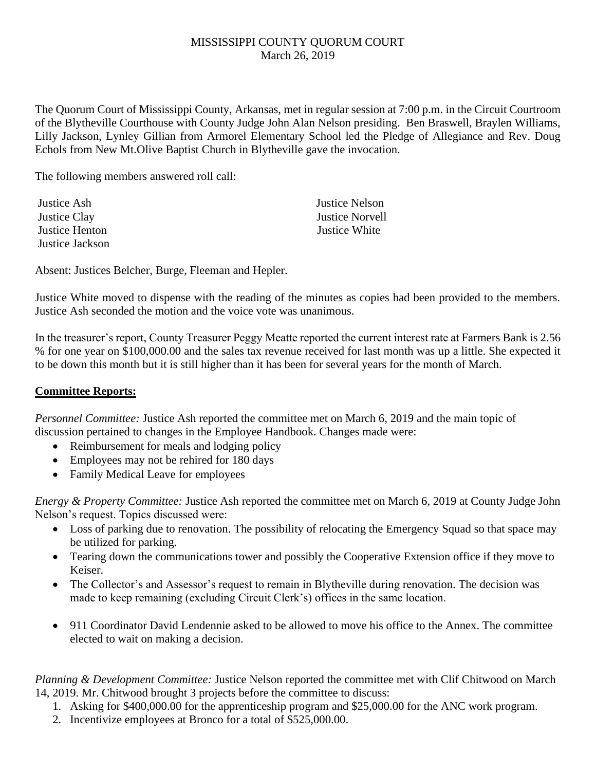MISSISSIPPI COUNTY QUORUM COURT
March 26, 2019

The Quorum Court of Mississippi County, Arkansas, met in regular session at 7:00 p.m. in the Circuit Courtroom of the Blytheville Courthouse with County Judge John Alan Nelson presiding. Ben Braswell, Braylen Williams, Lilly Jackson, Lynley Gillian from Armorel Elementary School led the Pledge of Allegiance and Rev. Doug Echols from New Mt.Olive Baptist Church in Blytheville gave the invocation.

The following members answered roll call:

Justice Ash
Justice Clay
Justice Henton
Justice Jackson
Justice Nelson
Justice Norvell
Justice White

Absent: Justices Belcher, Burge, Fleeman and Hepler.

Justice White moved to dispense with the reading of the minutes as copies had been provided to the members. Justice Ash seconded the motion and the voice vote was unanimous.

In the treasurer's report, County Treasurer Peggy Meatte reported the current interest rate at Farmers Bank is 2.56 % for one year on $100,000.00 and the sales tax revenue received for last month was up a little. She expected it to be down this month but it is still higher than it has been for several years for the month of March.

## Committee Reports:

*Personnel Committee:* Justice Ash reported the committee met on March 6, 2019 and the main topic of discussion pertained to changes in the Employee Handbook. Changes made were:

- Reimbursement for meals and lodging policy
- Employees may not be rehired for 180 days
- Family Medical Leave for employees

*Energy & Property Committee:* Justice Ash reported the committee met on March 6, 2019 at County Judge John Nelson's request. Topics discussed were:

- Loss of parking due to renovation. The possibility of relocating the Emergency Squad so that space may be utilized for parking.
- Tearing down the communications tower and possibly the Cooperative Extension office if they move to Keiser.
- The Collector's and Assessor's request to remain in Blytheville during renovation. The decision was made to keep remaining (excluding Circuit Clerk's) offices in the same location.
- 911 Coordinator David Lendennie asked to be allowed to move his office to the Annex. The committee elected to wait on making a decision.

*Planning & Development Committee:* Justice Nelson reported the committee met with Clif Chitwood on March 14, 2019. Mr. Chitwood brought 3 projects before the committee to discuss:

1. Asking for $400,000.00 for the apprenticeship program and $25,000.00 for the ANC work program.
2. Incentivize employees at Bronco for a total of $525,000.00.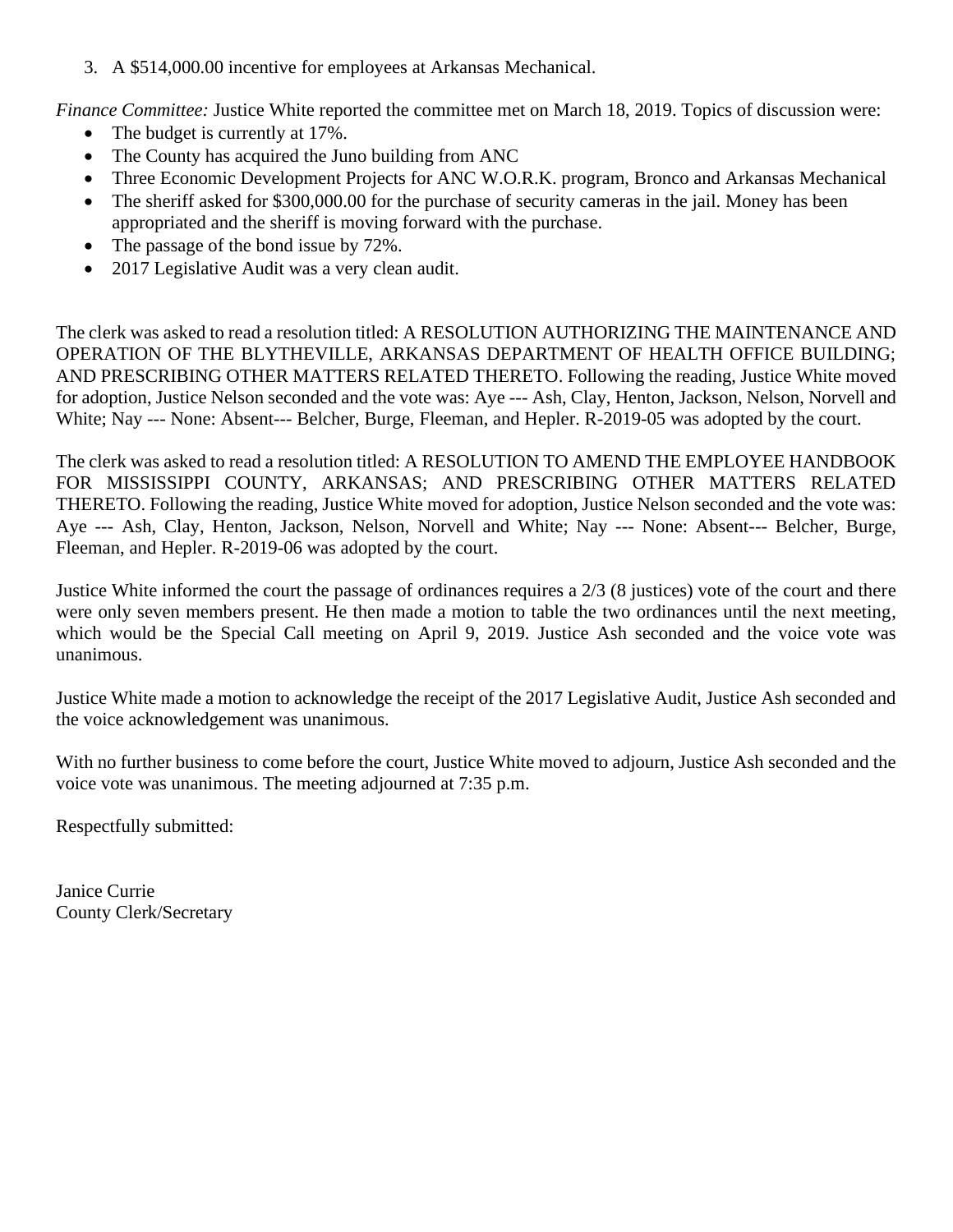3. A $514,000.00 incentive for employees at Arkansas Mechanical.

*Finance Committee:* Justice White reported the committee met on March 18, 2019. Topics of discussion were:

- The budget is currently at 17%.
- The County has acquired the Juno building from ANC
- Three Economic Development Projects for ANC W.O.R.K. program, Bronco and Arkansas Mechanical
- The sheriff asked for $300,000.00 for the purchase of security cameras in the jail. Money has been appropriated and the sheriff is moving forward with the purchase.
- The passage of the bond issue by 72%.
- 2017 Legislative Audit was a very clean audit.

The clerk was asked to read a resolution titled: A RESOLUTION AUTHORIZING THE MAINTENANCE AND OPERATION OF THE BLYTHEVILLE, ARKANSAS DEPARTMENT OF HEALTH OFFICE BUILDING; AND PRESCRIBING OTHER MATTERS RELATED THERETO. Following the reading, Justice White moved for adoption, Justice Nelson seconded and the vote was: Aye --- Ash, Clay, Henton, Jackson, Nelson, Norvell and White; Nay --- None: Absent--- Belcher, Burge, Fleeman, and Hepler. R-2019-05 was adopted by the court.

The clerk was asked to read a resolution titled: A RESOLUTION TO AMEND THE EMPLOYEE HANDBOOK FOR MISSISSIPPI COUNTY, ARKANSAS; AND PRESCRIBING OTHER MATTERS RELATED THERETO. Following the reading, Justice White moved for adoption, Justice Nelson seconded and the vote was: Aye --- Ash, Clay, Henton, Jackson, Nelson, Norvell and White; Nay --- None: Absent--- Belcher, Burge, Fleeman, and Hepler. R-2019-06 was adopted by the court.

Justice White informed the court the passage of ordinances requires a 2/3 (8 justices) vote of the court and there were only seven members present. He then made a motion to table the two ordinances until the next meeting, which would be the Special Call meeting on April 9, 2019. Justice Ash seconded and the voice vote was unanimous.

Justice White made a motion to acknowledge the receipt of the 2017 Legislative Audit, Justice Ash seconded and the voice acknowledgement was unanimous.

With no further business to come before the court, Justice White moved to adjourn, Justice Ash seconded and the voice vote was unanimous. The meeting adjourned at 7:35 p.m.

Respectfully submitted:

Janice Currie
County Clerk/Secretary